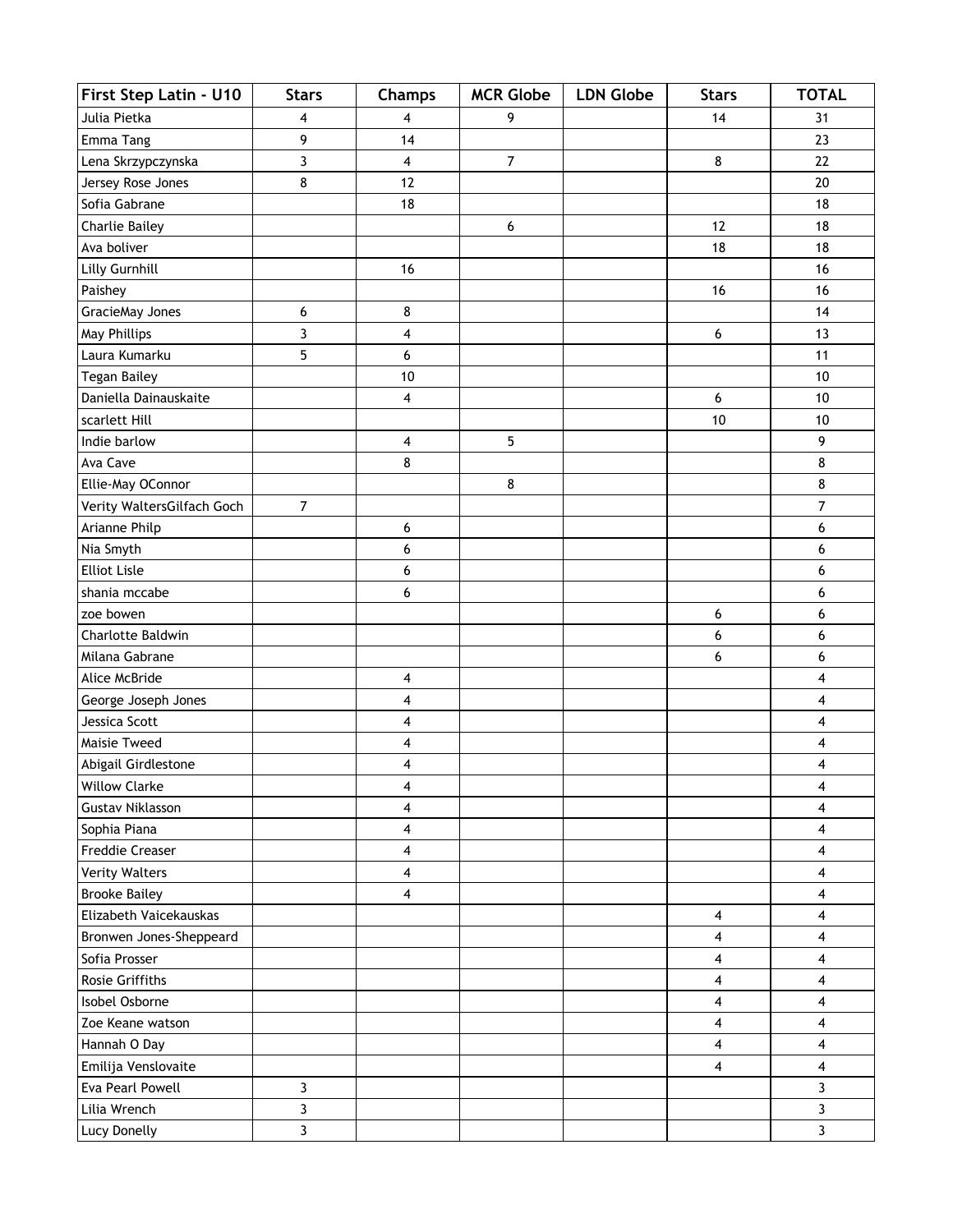| First Step Latin - U10 | Stars | Champs | MCR Globe | LDN Globe | Stars | TOTAL |
|---|---|---|---|---|---|---|
| Julia Pietka | 4 | 4 | 9 | | 14 | 31 |
| Emma Tang | 9 | 14 | | | | 23 |
| Lena Skrzypczynska | 3 | 4 | 7 | | 8 | 22 |
| Jersey Rose Jones | 8 | 12 | | | | 20 |
| Sofia Gabrane | | 18 | | | | 18 |
| Charlie Bailey | | | 6 | | 12 | 18 |
| Ava boliver | | | | | 18 | 18 |
| Lilly Gurnhill | | 16 | | | | 16 |
| Paishey | | | | | 16 | 16 |
| GracieMay Jones | 6 | 8 | | | | 14 |
| May Phillips | 3 | 4 | | | 6 | 13 |
| Laura Kumarku | 5 | 6 | | | | 11 |
| Tegan Bailey | | 10 | | | | 10 |
| Daniella Dainauskaite | | 4 | | | 6 | 10 |
| scarlett Hill | | | | | 10 | 10 |
| Indie barlow | | 4 | 5 | | | 9 |
| Ava Cave | | 8 | | | | 8 |
| Ellie-May OConnor | | | 8 | | | 8 |
| Verity WaltersGilfach Goch | 7 | | | | | 7 |
| Arianne Philp | | 6 | | | | 6 |
| Nia Smyth | | 6 | | | | 6 |
| Elliot Lisle | | 6 | | | | 6 |
| shania mccabe | | 6 | | | | 6 |
| zoe bowen | | | | | 6 | 6 |
| Charlotte Baldwin | | | | | 6 | 6 |
| Milana Gabrane | | | | | 6 | 6 |
| Alice McBride | | 4 | | | | 4 |
| George Joseph Jones | | 4 | | | | 4 |
| Jessica Scott | | 4 | | | | 4 |
| Maisie Tweed | | 4 | | | | 4 |
| Abigail Girdlestone | | 4 | | | | 4 |
| Willow Clarke | | 4 | | | | 4 |
| Gustav Niklasson | | 4 | | | | 4 |
| Sophia Piana | | 4 | | | | 4 |
| Freddie Creaser | | 4 | | | | 4 |
| Verity Walters | | 4 | | | | 4 |
| Brooke Bailey | | 4 | | | | 4 |
| Elizabeth Vaicekauskas | | | | | 4 | 4 |
| Bronwen Jones-Sheppeard | | | | | 4 | 4 |
| Sofia Prosser | | | | | 4 | 4 |
| Rosie Griffiths | | | | | 4 | 4 |
| Isobel Osborne | | | | | 4 | 4 |
| Zoe Keane watson | | | | | 4 | 4 |
| Hannah O Day | | | | | 4 | 4 |
| Emilija Venslovaite | | | | | 4 | 4 |
| Eva Pearl Powell | 3 | | | | | 3 |
| Lilia Wrench | 3 | | | | | 3 |
| Lucy Donelly | 3 | | | | | 3 |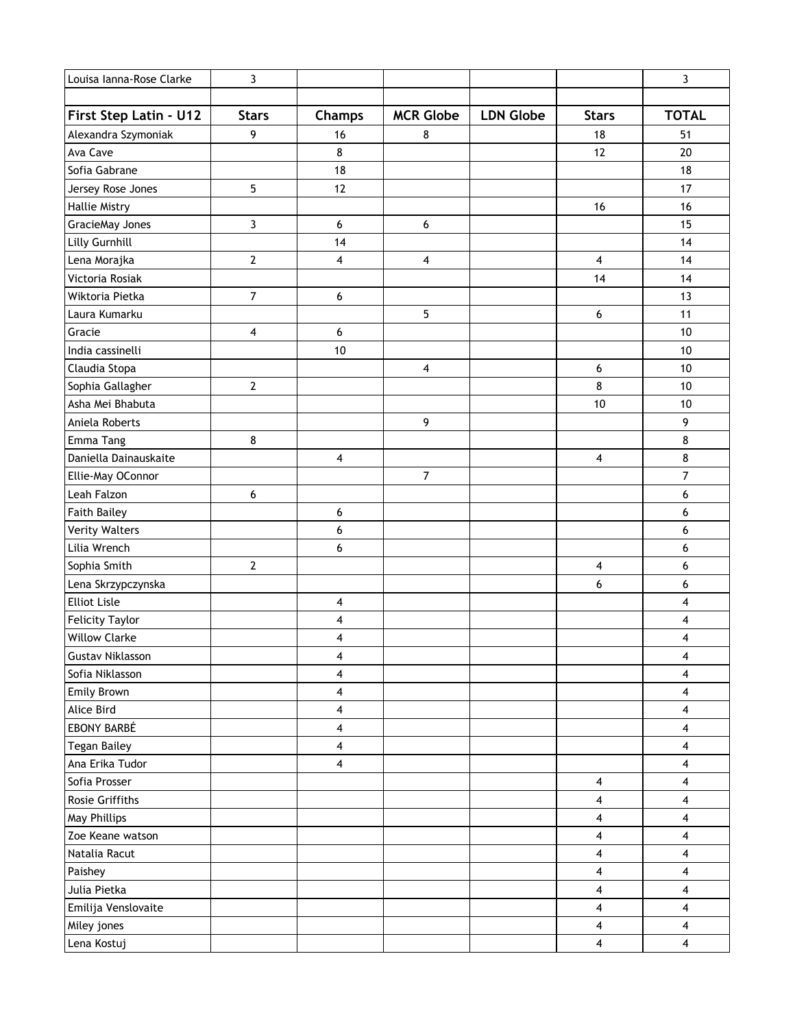| Louisa Ianna-Rose Clarke | 3 | | | | | 3 |
|---|---|---|---|---|---|---|
| | | | | | | |
| **First Step Latin - U12** | **Stars** | **Champs** | **MCR Globe** | **LDN Globe** | **Stars** | **TOTAL** |
| Alexandra Szymoniak | 9 | 16 | 8 | | 18 | 51 |
| Ava Cave | | 8 | | | 12 | 20 |
| Sofia Gabrane | | 18 | | | | 18 |
| Jersey Rose Jones | 5 | 12 | | | | 17 |
| Hallie Mistry | | | | | 16 | 16 |
| GracieMay Jones | 3 | 6 | 6 | | | 15 |
| Lilly Gurnhill | | 14 | | | | 14 |
| Lena Morajka | 2 | 4 | 4 | | 4 | 14 |
| Victoria Rosiak | | | | | 14 | 14 |
| Wiktoria Pietka | 7 | 6 | | | | 13 |
| Laura Kumarku | | | 5 | | 6 | 11 |
| Gracie | 4 | 6 | | | | 10 |
| India cassinelli | | 10 | | | | 10 |
| Claudia Stopa | | | 4 | | 6 | 10 |
| Sophia Gallagher | 2 | | | | 8 | 10 |
| Asha Mei Bhabuta | | | | | 10 | 10 |
| Aniela Roberts | | | 9 | | | 9 |
| Emma Tang | 8 | | | | | 8 |
| Daniella Dainauskaite | | 4 | | | 4 | 8 |
| Ellie-May OConnor | | | 7 | | | 7 |
| Leah Falzon | 6 | | | | | 6 |
| Faith Bailey | | 6 | | | | 6 |
| Verity Walters | | 6 | | | | 6 |
| Lilia Wrench | | 6 | | | | 6 |
| Sophia Smith | 2 | | | | 4 | 6 |
| Lena Skrzypczynska | | | | | 6 | 6 |
| Elliot Lisle | | 4 | | | | 4 |
| Felicity Taylor | | 4 | | | | 4 |
| Willow Clarke | | 4 | | | | 4 |
| Gustav Niklasson | | 4 | | | | 4 |
| Sofia Niklasson | | 4 | | | | 4 |
| Emily Brown | | 4 | | | | 4 |
| Alice Bird | | 4 | | | | 4 |
| EBONY BARBÉ | | 4 | | | | 4 |
| Tegan Bailey | | 4 | | | | 4 |
| Ana Erika Tudor | | 4 | | | | 4 |
| Sofia Prosser | | | | | 4 | 4 |
| Rosie Griffiths | | | | | 4 | 4 |
| May Phillips | | | | | 4 | 4 |
| Zoe Keane watson | | | | | 4 | 4 |
| Natalia Racut | | | | | 4 | 4 |
| Paishey | | | | | 4 | 4 |
| Julia Pietka | | | | | 4 | 4 |
| Emilija Venslovaite | | | | | 4 | 4 |
| Miley jones | | | | | 4 | 4 |
| Lena Kostuj | | | | | 4 | 4 |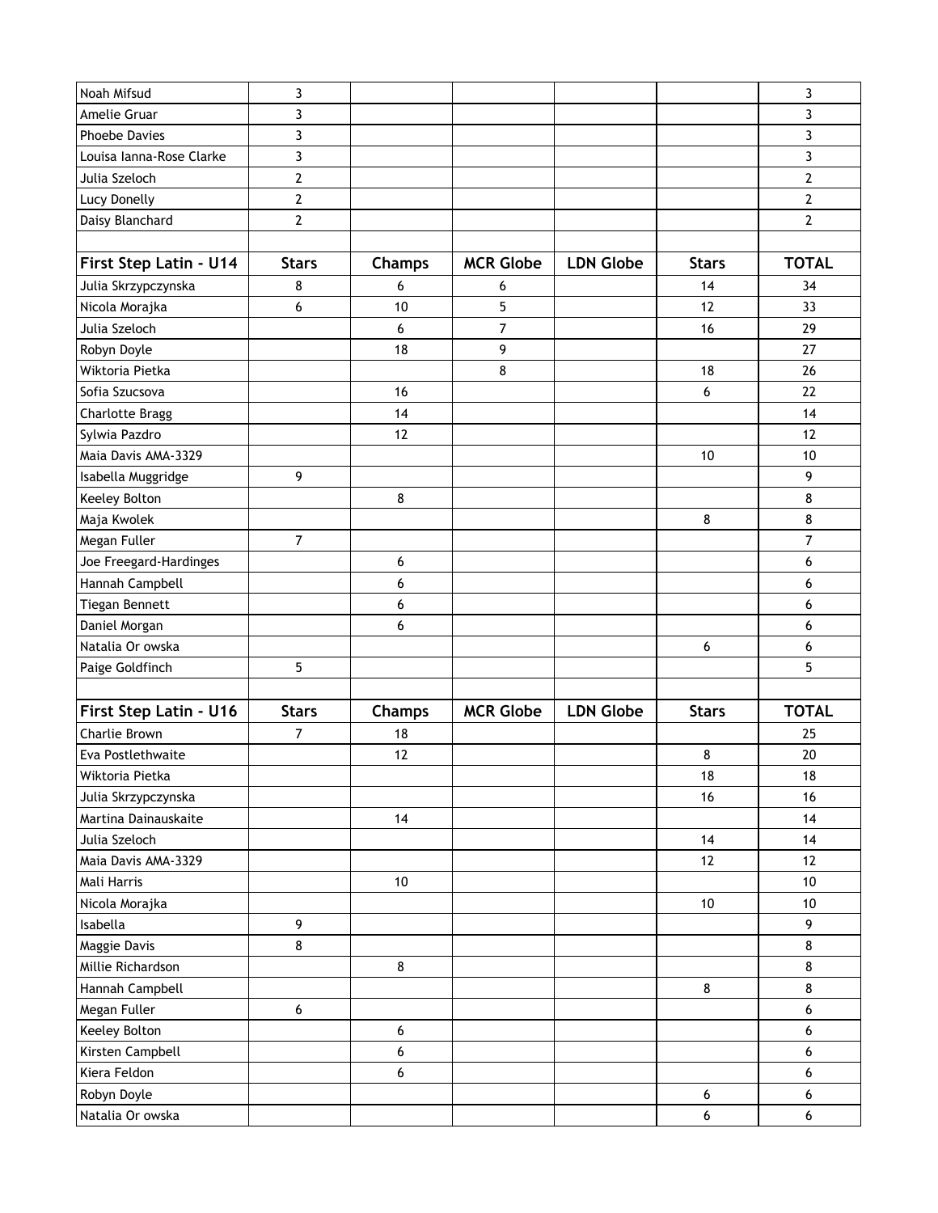| | | | | | | |
|---|---|---|---|---|---|---|
| Noah Mifsud | 3 | | | | | 3 |
| Amelie Gruar | 3 | | | | | 3 |
| Phoebe Davies | 3 | | | | | 3 |
| Louisa Ianna-Rose Clarke | 3 | | | | | 3 |
| Julia Szeloch | 2 | | | | | 2 |
| Lucy Donelly | 2 | | | | | 2 |
| Daisy Blanchard | 2 | | | | | 2 |

| First Step Latin - U14 | Stars | Champs | MCR Globe | LDN Globe | Stars | TOTAL |
|---|---|---|---|---|---|---|
| Julia Skrzypczynska | 8 | 6 | 6 | | 14 | 34 |
| Nicola Morajka | 6 | 10 | 5 | | 12 | 33 |
| Julia Szeloch | | 6 | 7 | | 16 | 29 |
| Robyn Doyle | | 18 | 9 | | | 27 |
| Wiktoria Pietka | | | 8 | | 18 | 26 |
| Sofia Szucsova | | 16 | | | 6 | 22 |
| Charlotte Bragg | | 14 | | | | 14 |
| Sylwia Pazdro | | 12 | | | | 12 |
| Maia Davis AMA-3329 | | | | | 10 | 10 |
| Isabella Muggridge | 9 | | | | | 9 |
| Keeley Bolton | | 8 | | | | 8 |
| Maja Kwolek | | | | | 8 | 8 |
| Megan Fuller | 7 | | | | | 7 |
| Joe Freegard-Hardinges | | 6 | | | | 6 |
| Hannah Campbell | | 6 | | | | 6 |
| Tiegan Bennett | | 6 | | | | 6 |
| Daniel Morgan | | 6 | | | | 6 |
| Natalia Or owska | | | | | 6 | 6 |
| Paige Goldfinch | 5 | | | | | 5 |

| First Step Latin - U16 | Stars | Champs | MCR Globe | LDN Globe | Stars | TOTAL |
|---|---|---|---|---|---|---|
| Charlie Brown | 7 | 18 | | | | 25 |
| Eva Postlethwaite | | 12 | | | 8 | 20 |
| Wiktoria Pietka | | | | | 18 | 18 |
| Julia Skrzypczynska | | | | | 16 | 16 |
| Martina Dainauskaite | | 14 | | | | 14 |
| Julia Szeloch | | | | | 14 | 14 |
| Maia Davis AMA-3329 | | | | | 12 | 12 |
| Mali Harris | | 10 | | | | 10 |
| Nicola Morajka | | | | | 10 | 10 |
| Isabella | 9 | | | | | 9 |
| Maggie Davis | 8 | | | | | 8 |
| Millie Richardson | | 8 | | | | 8 |
| Hannah Campbell | | | | | 8 | 8 |
| Megan Fuller | 6 | | | | | 6 |
| Keeley Bolton | | 6 | | | | 6 |
| Kirsten Campbell | | 6 | | | | 6 |
| Kiera Feldon | | 6 | | | | 6 |
| Robyn Doyle | | | | | 6 | 6 |
| Natalia Or owska | | | | | 6 | 6 |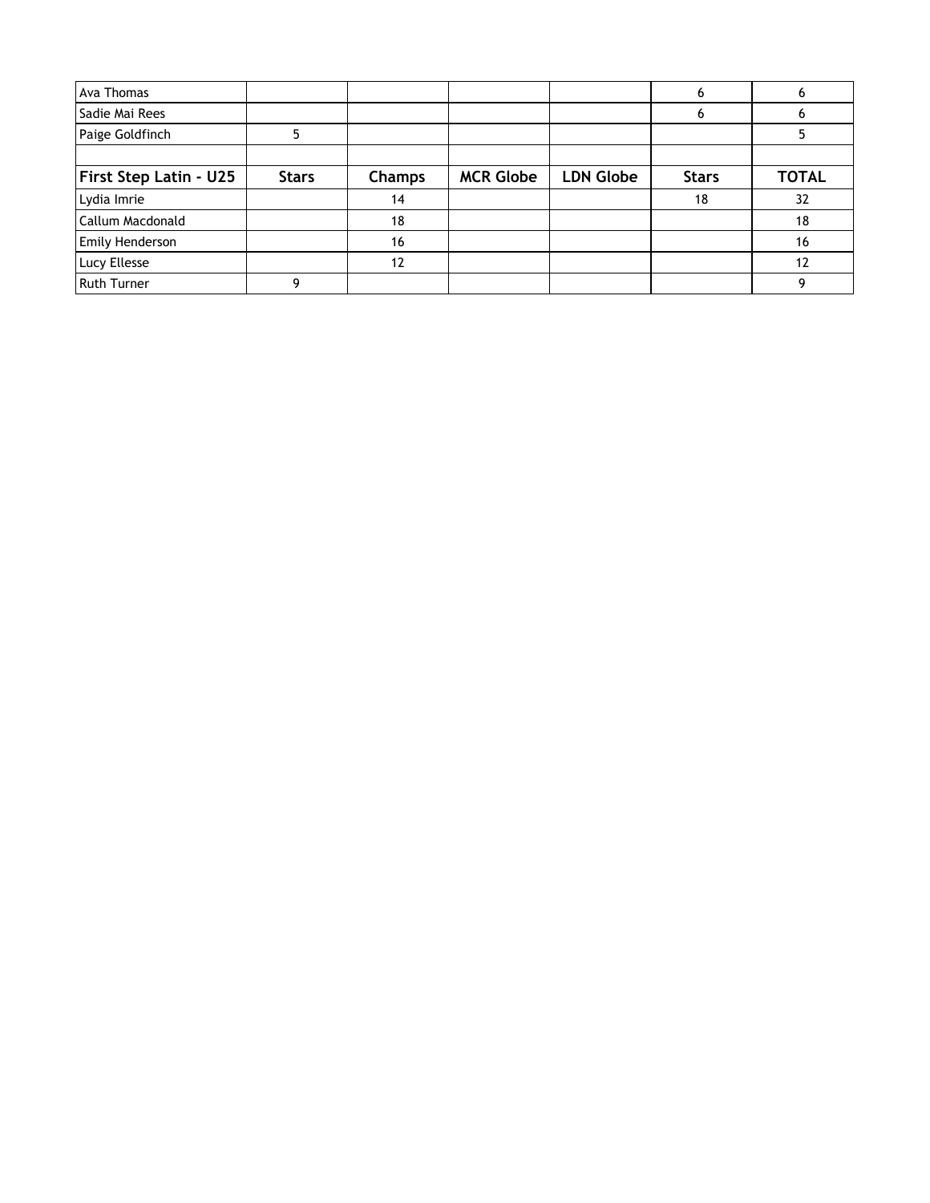| | | | | | | |
|---|---|---|---|---|---|---|
| Ava Thomas | | | | | 6 | 6 |
| Sadie Mai Rees | | | | | 6 | 6 |
| Paige Goldfinch | 5 | | | | | 5 |
| | | | | | | |
| **First Step Latin - U25** | **Stars** | **Champs** | **MCR Globe** | **LDN Globe** | **Stars** | **TOTAL** |
| Lydia Imrie | | 14 | | | 18 | 32 |
| Callum Macdonald | | 18 | | | | 18 |
| Emily Henderson | | 16 | | | | 16 |
| Lucy Ellesse | | 12 | | | | 12 |
| Ruth Turner | 9 | | | | | 9 |